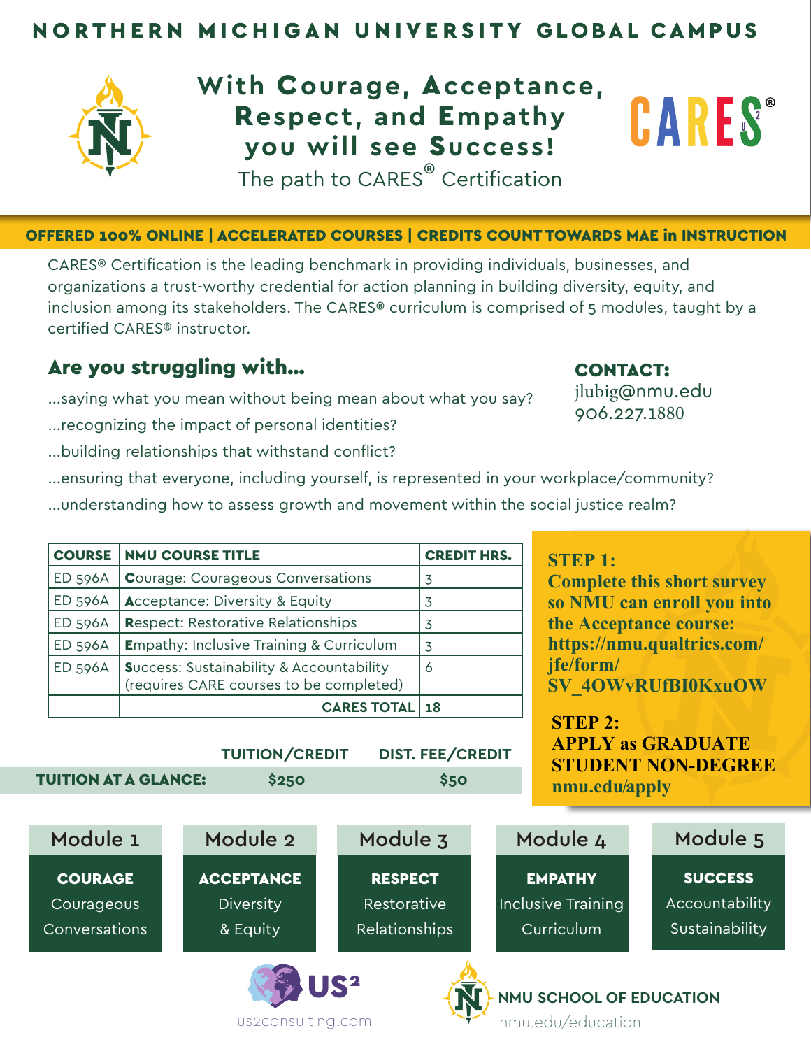# NORTHERN MICHIGAN UNIVERSITY GLOBAL CAMPUS

## With Courage, Acceptance, Respect, and Empathy you will see Success!

The path to CARES® Certification

CARES®

**OFFERED 100% ONLINE | ACCELERATED COURSES | CREDITS COUNT TOWARDS MAE in INSTRUCTION**

CARES® Certification is the leading benchmark in providing individuals, businesses, and organizations a trust-worthy credential for action planning in building diversity, equity, and inclusion among its stakeholders. The CARES® curriculum is comprised of 5 modules, taught by a certified CARES® instructor.

## Are you struggling with...

...saying what you mean without being mean about what you say?

...recognizing the impact of personal identities?

...building relationships that withstand conflict?

...ensuring that everyone, including yourself, is represented in your workplace/community?

...understanding how to assess growth and movement within the social justice realm?

**CONTACT:**
jlubig@nmu.edu
906.227.1880

| COURSE | NMU COURSE TITLE | CREDIT HRS. |
|---|---|---|
| ED 596A | **C**ourage: Courageous Conversations | 3 |
| ED 596A | **A**cceptance: Diversity & Equity | 3 |
| ED 596A | **R**espect: Restorative Relationships | 3 |
| ED 596A | **E**mpathy: Inclusive Training & Curriculum | 3 |
| ED 596A | **S**uccess: Sustainability & Accountability (requires CARE courses to be completed) | 6 |
| | **CARES TOTAL** | **18** |

| | TUITION/CREDIT | DIST. FEE/CREDIT |
|---|---|---|
| **TUITION AT A GLANCE:** | **$250** | **$50** |

**STEP 1:**
**Complete this short survey so NMU can enroll you into the Acceptance course:**
**https://nmu.qualtrics.com/jfe/form/SV_4OWvRUfBI0KxuOW**

**STEP 2:**
**APPLY as GRADUATE STUDENT NON-DEGREE**
**nmu.edu/apply**

| Module 1 | Module 2 | Module 3 | Module 4 | Module 5 |
|---|---|---|---|---|
| **COURAGE** Courageous Conversations | **ACCEPTANCE** Diversity & Equity | **RESPECT** Restorative Relationships | **EMPATHY** Inclusive Training Curriculum | **SUCCESS** Accountability Sustainability |

US²
us2consulting.com

NMU SCHOOL OF EDUCATION
nmu.edu/education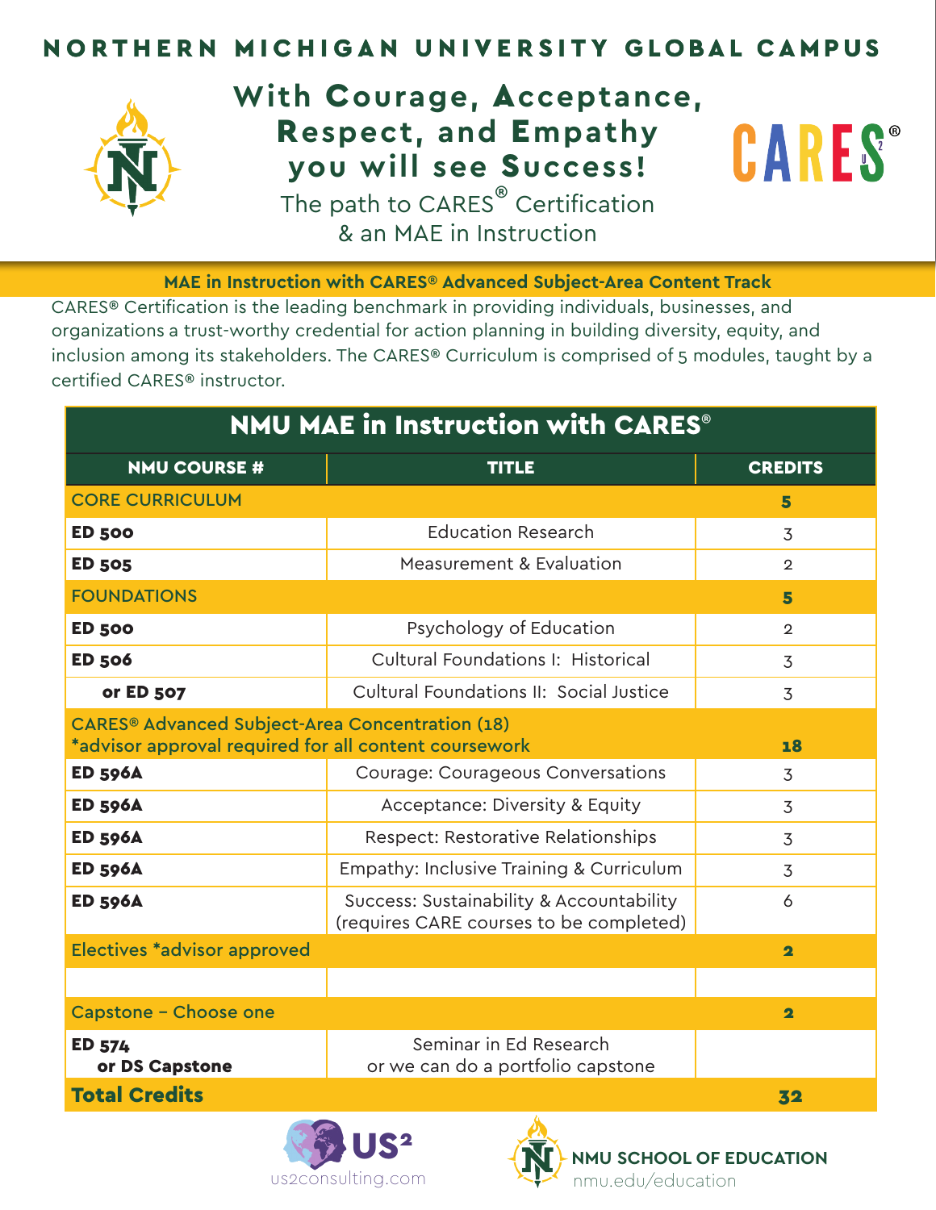# NORTHERN MICHIGAN UNIVERSITY GLOBAL CAMPUS

## With Courage, Acceptance, Respect, and Empathy you will see Success!

The path to CARES® Certification & an MAE in Instruction

CARES®

**MAE in Instruction with CARES® Advanced Subject-Area Content Track**

CARES® Certification is the leading benchmark in providing individuals, businesses, and organizations a trust-worthy credential for action planning in building diversity, equity, and inclusion among its stakeholders. The CARES® Curriculum is comprised of 5 modules, taught by a certified CARES® instructor.

| NMU MAE in Instruction with CARES® | | |
|---|---|---|
| **NMU COURSE #** | **TITLE** | **CREDITS** |
| CORE CURRICULUM | | **5** |
| **ED 500** | Education Research | 3 |
| **ED 505** | Measurement & Evaluation | 2 |
| FOUNDATIONS | | **5** |
| **ED 500** | Psychology of Education | 2 |
| **ED 506** | Cultural Foundations I: Historical | 3 |
| **or ED 507** | Cultural Foundations II: Social Justice | 3 |
| CARES® Advanced Subject-Area Concentration (18) *advisor approval required for all content coursework | | **18** |
| **ED 596A** | Courage: Courageous Conversations | 3 |
| **ED 596A** | Acceptance: Diversity & Equity | 3 |
| **ED 596A** | Respect: Restorative Relationships | 3 |
| **ED 596A** | Empathy: Inclusive Training & Curriculum | 3 |
| **ED 596A** | Success: Sustainability & Accountability (requires CARE courses to be completed) | 6 |
| Electives *advisor approved | | **2** |
| | | |
| Capstone – Choose one | | **2** |
| **ED 574 or DS Capstone** | Seminar in Ed Research or we can do a portfolio capstone | |
| **Total Credits** | | **32** |

US² us2consulting.com

NMU SCHOOL OF EDUCATION nmu.edu/education